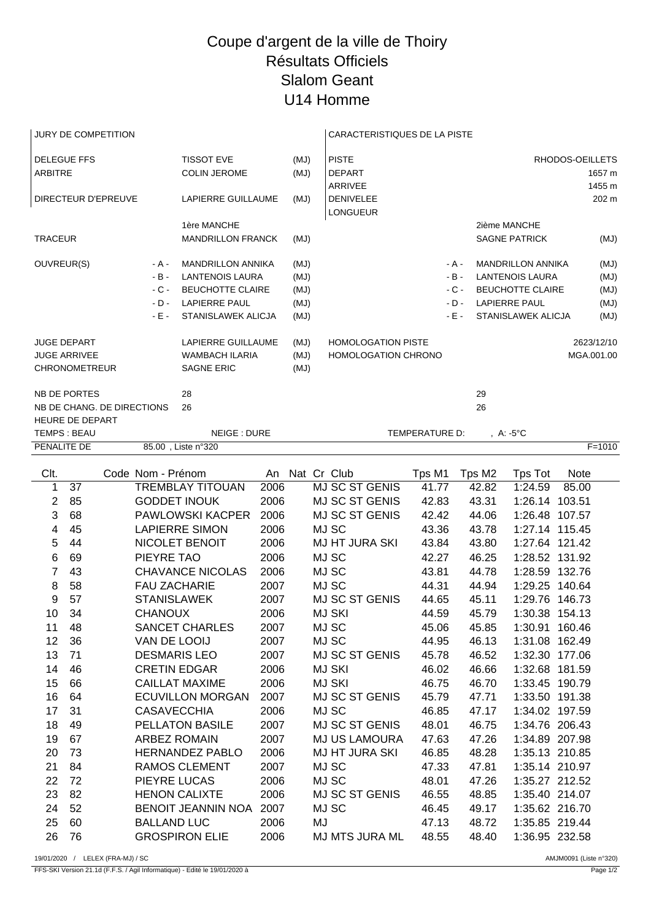# Coupe d'argent de la ville de Thoiry
# Résultats Officiels
# Slalom Geant
# U14 Homme

| JURY DE COMPETITION | | | | CARACTERISTIQUES DE LA PISTE | |
|---|---|---|---|---|---|
| DELEGUE FFS | | TISSOT EVE | (MJ) | PISTE | RHODOS-OEILLETS |
| ARBITRE | | COLIN JEROME | (MJ) | DEPART | 1657 m |
| | | | | ARRIVEE | 1455 m |
| DIRECTEUR D'EPREUVE | | LAPIERRE GUILLAUME | (MJ) | DENIVELEE | 202 m |
| | | | | LONGUEUR | |

| | | 1ère MANCHE | | | 2ième MANCHE | |
|---|---|---|---|---|---|---|
| TRACEUR | | MANDRILLON FRANCK | (MJ) | | SAGNE PATRICK | (MJ) |
| OUVREUR(S) | - A - | MANDRILLON ANNIKA | (MJ) | - A - | MANDRILLON ANNIKA | (MJ) |
| | - B - | LANTENOIS LAURA | (MJ) | - B - | LANTENOIS LAURA | (MJ) |
| | - C - | BEUCHOTTE CLAIRE | (MJ) | - C - | BEUCHOTTE CLAIRE | (MJ) |
| | - D - | LAPIERRE PAUL | (MJ) | - D - | LAPIERRE PAUL | (MJ) |
| | - E - | STANISLAWEK ALICJA | (MJ) | - E - | STANISLAWEK ALICJA | (MJ) |

| | | | | |
|---|---|---|---|---|
| JUGE DEPART | LAPIERRE GUILLAUME | (MJ) | HOMOLOGATION PISTE | 2623/12/10 |
| JUGE ARRIVEE | WAMBACH ILARIA | (MJ) | HOMOLOGATION CHRONO | MGA.001.00 |
| CHRONOMETREUR | SAGNE ERIC | (MJ) | | |

| | 1ère MANCHE | 2ième MANCHE |
|---|---|---|
| NB DE PORTES | 28 | 29 |
| NB DE CHANG. DE DIRECTIONS | 26 | 26 |
| HEURE DE DEPART | | |

TEMPS : BEAU — NEIGE : DURE — TEMPERATURE D: , A: -5°C

PENALITE DE 85.00 , Liste n°320 — F=1010

| Clt. | Code | Nom - Prénom | An | Nat | Cr | Club | Tps M1 | Tps M2 | Tps Tot | Note |
|---|---|---|---|---|---|---|---|---|---|---|
| 1 | 37 | TREMBLAY TITOUAN | 2006 | | MJ | SC ST GENIS | 41.77 | 42.82 | 1:24.59 | 85.00 |
| 2 | 85 | GODDET INOUK | 2006 | | MJ | SC ST GENIS | 42.83 | 43.31 | 1:26.14 | 103.51 |
| 3 | 68 | PAWLOWSKI KACPER | 2006 | | MJ | SC ST GENIS | 42.42 | 44.06 | 1:26.48 | 107.57 |
| 4 | 45 | LAPIERRE SIMON | 2006 | | MJ | SC | 43.36 | 43.78 | 1:27.14 | 115.45 |
| 5 | 44 | NICOLET BENOIT | 2006 | | MJ | HT JURA SKI | 43.84 | 43.80 | 1:27.64 | 121.42 |
| 6 | 69 | PIEYRE TAO | 2006 | | MJ | SC | 42.27 | 46.25 | 1:28.52 | 131.92 |
| 7 | 43 | CHAVANCE NICOLAS | 2006 | | MJ | SC | 43.81 | 44.78 | 1:28.59 | 132.76 |
| 8 | 58 | FAU ZACHARIE | 2007 | | MJ | SC | 44.31 | 44.94 | 1:29.25 | 140.64 |
| 9 | 57 | STANISLAWEK | 2007 | | MJ | SC ST GENIS | 44.65 | 45.11 | 1:29.76 | 146.73 |
| 10 | 34 | CHANOUX | 2006 | | MJ | SKI | 44.59 | 45.79 | 1:30.38 | 154.13 |
| 11 | 48 | SANCET CHARLES | 2007 | | MJ | SC | 45.06 | 45.85 | 1:30.91 | 160.46 |
| 12 | 36 | VAN DE LOOIJ | 2007 | | MJ | SC | 44.95 | 46.13 | 1:31.08 | 162.49 |
| 13 | 71 | DESMARIS LEO | 2007 | | MJ | SC ST GENIS | 45.78 | 46.52 | 1:32.30 | 177.06 |
| 14 | 46 | CRETIN EDGAR | 2006 | | MJ | SKI | 46.02 | 46.66 | 1:32.68 | 181.59 |
| 15 | 66 | CAILLAT MAXIME | 2006 | | MJ | SKI | 46.75 | 46.70 | 1:33.45 | 190.79 |
| 16 | 64 | ECUVILLON MORGAN | 2007 | | MJ | SC ST GENIS | 45.79 | 47.71 | 1:33.50 | 191.38 |
| 17 | 31 | CASAVECCHIA | 2006 | | MJ | SC | 46.85 | 47.17 | 1:34.02 | 197.59 |
| 18 | 49 | PELLATON BASILE | 2007 | | MJ | SC ST GENIS | 48.01 | 46.75 | 1:34.76 | 206.43 |
| 19 | 67 | ARBEZ ROMAIN | 2007 | | MJ | US LAMOURA | 47.63 | 47.26 | 1:34.89 | 207.98 |
| 20 | 73 | HERNANDEZ PABLO | 2006 | | MJ | HT JURA SKI | 46.85 | 48.28 | 1:35.13 | 210.85 |
| 21 | 84 | RAMOS CLEMENT | 2007 | | MJ | SC | 47.33 | 47.81 | 1:35.14 | 210.97 |
| 22 | 72 | PIEYRE LUCAS | 2006 | | MJ | SC | 48.01 | 47.26 | 1:35.27 | 212.52 |
| 23 | 82 | HENON CALIXTE | 2006 | | MJ | SC ST GENIS | 46.55 | 48.85 | 1:35.40 | 214.07 |
| 24 | 52 | BENOIT JEANNIN NOA | 2007 | | MJ | SC | 46.45 | 49.17 | 1:35.62 | 216.70 |
| 25 | 60 | BALLAND LUC | 2006 | | MJ | | 47.13 | 48.72 | 1:35.85 | 219.44 |
| 26 | 76 | GROSPIRON ELIE | 2006 | | MJ | MTS JURA ML | 48.55 | 48.40 | 1:36.95 | 232.58 |

19/01/2020 / LELEX (FRA-MJ) / SC — AMJM0091 (Liste n°320)

FFS-SKI Version 21.1d (F.F.S. / Agil Informatique) - Edité le 19/01/2020 à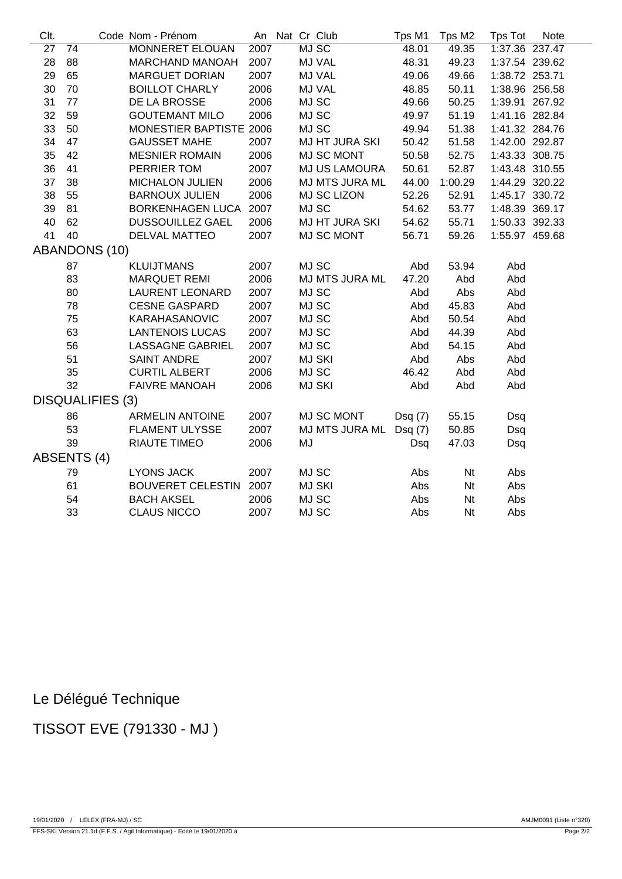| Clt. | Code | Nom - Prénom | An | Nat | Cr | Club | Tps M1 | Tps M2 | Tps Tot | Note |
|---|---|---|---|---|---|---|---|---|---|---|
| 27 | 74 | MONNERET ELOUAN | 2007 | | MJ | SC | 48.01 | 49.35 | 1:37.36 | 237.47 |
| 28 | 88 | MARCHAND MANOAH | 2007 | | MJ | VAL | 48.31 | 49.23 | 1:37.54 | 239.62 |
| 29 | 65 | MARGUET DORIAN | 2007 | | MJ | VAL | 49.06 | 49.66 | 1:38.72 | 253.71 |
| 30 | 70 | BOILLOT CHARLY | 2006 | | MJ | VAL | 48.85 | 50.11 | 1:38.96 | 256.58 |
| 31 | 77 | DE LA BROSSE | 2006 | | MJ | SC | 49.66 | 50.25 | 1:39.91 | 267.92 |
| 32 | 59 | GOUTEMANT MILO | 2006 | | MJ | SC | 49.97 | 51.19 | 1:41.16 | 282.84 |
| 33 | 50 | MONESTIER BAPTISTE | 2006 | | MJ | SC | 49.94 | 51.38 | 1:41.32 | 284.76 |
| 34 | 47 | GAUSSET MAHE | 2007 | | MJ | HT JURA SKI | 50.42 | 51.58 | 1:42.00 | 292.87 |
| 35 | 42 | MESNIER ROMAIN | 2006 | | MJ | SC MONT | 50.58 | 52.75 | 1:43.33 | 308.75 |
| 36 | 41 | PERRIER TOM | 2007 | | MJ | US LAMOURA | 50.61 | 52.87 | 1:43.48 | 310.55 |
| 37 | 38 | MICHALON JULIEN | 2006 | | MJ | MTS JURA ML | 44.00 | 1:00.29 | 1:44.29 | 320.22 |
| 38 | 55 | BARNOUX JULIEN | 2006 | | MJ | SC LIZON | 52.26 | 52.91 | 1:45.17 | 330.72 |
| 39 | 81 | BORKENHAGEN LUCA | 2007 | | MJ | SC | 54.62 | 53.77 | 1:48.39 | 369.17 |
| 40 | 62 | DUSSOUILLEZ GAEL | 2006 | | MJ | HT JURA SKI | 54.62 | 55.71 | 1:50.33 | 392.33 |
| 41 | 40 | DELVAL MATTEO | 2007 | | MJ | SC MONT | 56.71 | 59.26 | 1:55.97 | 459.68 |
| **ABANDONS (10)** | | | | | | | | | | |
| | 87 | KLUIJTMANS | 2007 | | MJ | SC | Abd | 53.94 | Abd | |
| | 83 | MARQUET REMI | 2006 | | MJ | MTS JURA ML | 47.20 | Abd | Abd | |
| | 80 | LAURENT LEONARD | 2007 | | MJ | SC | Abd | Abs | Abd | |
| | 78 | CESNE GASPARD | 2007 | | MJ | SC | Abd | 45.83 | Abd | |
| | 75 | KARAHASANOVIC | 2007 | | MJ | SC | Abd | 50.54 | Abd | |
| | 63 | LANTENOIS LUCAS | 2007 | | MJ | SC | Abd | 44.39 | Abd | |
| | 56 | LASSAGNE GABRIEL | 2007 | | MJ | SC | Abd | 54.15 | Abd | |
| | 51 | SAINT ANDRE | 2007 | | MJ | SKI | Abd | Abs | Abd | |
| | 35 | CURTIL ALBERT | 2006 | | MJ | SC | 46.42 | Abd | Abd | |
| | 32 | FAIVRE MANOAH | 2006 | | MJ | SKI | Abd | Abd | Abd | |
| **DISQUALIFIES (3)** | | | | | | | | | | |
| | 86 | ARMELIN ANTOINE | 2007 | | MJ | SC MONT | Dsq (7) | 55.15 | Dsq | |
| | 53 | FLAMENT ULYSSE | 2007 | | MJ | MTS JURA ML | Dsq (7) | 50.85 | Dsq | |
| | 39 | RIAUTE TIMEO | 2006 | | MJ | | Dsq | 47.03 | Dsq | |
| **ABSENTS (4)** | | | | | | | | | | |
| | 79 | LYONS JACK | 2007 | | MJ | SC | Abs | Nt | Abs | |
| | 61 | BOUVERET CELESTIN | 2007 | | MJ | SKI | Abs | Nt | Abs | |
| | 54 | BACH AKSEL | 2006 | | MJ | SC | Abs | Nt | Abs | |
| | 33 | CLAUS NICCO | 2007 | | MJ | SC | Abs | Nt | Abs | |

Le Délégué Technique

TISSOT EVE (791330 - MJ )

19/01/2020 / LELEX (FRA-MJ) / SC

AMJM0091 (Liste n°320)

FFS-SKI Version 21.1d (F.F.S. / Agil Informatique) - Edité le 19/01/2020 à